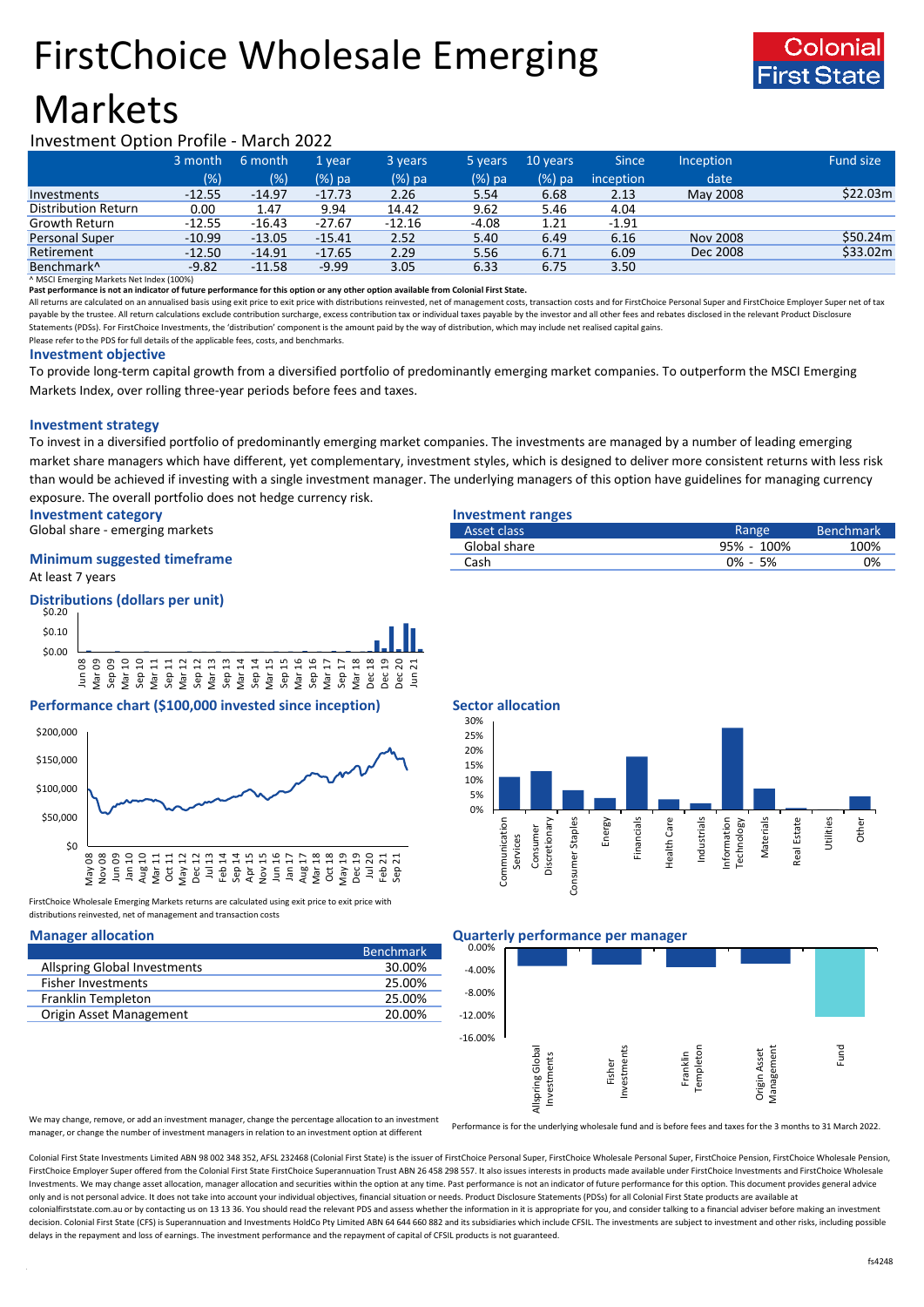# FirstChoice Wholesale Emerging Markets

Colonial First State

Investment Option Profile - March 2022

| | 3 month (%) | 6 month (%) | 1 year (%) pa | 3 years (%) pa | 5 years (%) pa | 10 years (%) pa | Since inception | Inception date | Fund size |
|---|---|---|---|---|---|---|---|---|---|
| Investments | -12.55 | -14.97 | -17.73 | 2.26 | 5.54 | 6.68 | 2.13 | May 2008 | $22.03m |
| Distribution Return | 0.00 | 1.47 | 9.94 | 14.42 | 9.62 | 5.46 | 4.04 | | |
| Growth Return | -12.55 | -16.43 | -27.67 | -12.16 | -4.08 | 1.21 | -1.91 | | |
| Personal Super | -10.99 | -13.05 | -15.41 | 2.52 | 5.40 | 6.49 | 6.16 | Nov 2008 | $50.24m |
| Retirement | -12.50 | -14.91 | -17.65 | 2.29 | 5.56 | 6.71 | 6.09 | Dec 2008 | $33.02m |
| Benchmark^ | -9.82 | -11.58 | -9.99 | 3.05 | 6.33 | 6.75 | 3.50 | | |

^ MSCI Emerging Markets Net Index (100%)

**Past performance is not an indicator of future performance for this option or any other option available from Colonial First State.**

All returns are calculated on an annualised basis using exit price to exit price with distributions reinvested, net of management costs, transaction costs and for FirstChoice Personal Super and FirstChoice Employer Super net of tax payable by the trustee. All return calculations exclude contribution surcharge, excess contribution tax or individual taxes payable by the investor and all other fees and rebates disclosed in the relevant Product Disclosure Statements (PDSs). For FirstChoice Investments, the 'distribution' component is the amount paid by the way of distribution, which may include net realised capital gains.

Please refer to the PDS for full details of the applicable fees, costs, and benchmarks.

## Investment objective

To provide long-term capital growth from a diversified portfolio of predominantly emerging market companies. To outperform the MSCI Emerging Markets Index, over rolling three-year periods before fees and taxes.

## Investment strategy

To invest in a diversified portfolio of predominantly emerging market companies. The investments are managed by a number of leading emerging market share managers which have different, yet complementary, investment styles, which is designed to deliver more consistent returns with less risk than would be achieved if investing with a single investment manager. The underlying managers of this option have guidelines for managing currency exposure. The overall portfolio does not hedge currency risk.

## Investment category

Global share - emerging markets

## Minimum suggested timeframe

At least 7 years

## Investment ranges

| Asset class | Range | Benchmark |
|---|---|---|
| Global share | 95% - 100% | 100% |
| Cash | 0% - 5% | 0% |

## Distributions (dollars per unit)

## Performance chart ($100,000 invested since inception)

FirstChoice Wholesale Emerging Markets returns are calculated using exit price to exit price with distributions reinvested, net of management and transaction costs

## Sector allocation

## Manager allocation

| | Benchmark |
|---|---|
| Allspring Global Investments | 30.00% |
| Fisher Investments | 25.00% |
| Franklin Templeton | 25.00% |
| Origin Asset Management | 20.00% |

We may change, remove, or add an investment manager, change the percentage allocation to an investment manager, or change the number of investment managers in relation to an investment option at different

## Quarterly performance per manager

Performance is for the underlying wholesale fund and is before fees and taxes for the 3 months to 31 March 2022.

Colonial First State Investments Limited ABN 98 002 348 352, AFSL 232468 (Colonial First State) is the issuer of FirstChoice Personal Super, FirstChoice Wholesale Personal Super, FirstChoice Pension, FirstChoice Wholesale Pension, FirstChoice Employer Super offered from the Colonial First State FirstChoice Superannuation Trust ABN 26 458 298 557. It also issues interests in products made available under FirstChoice Investments and FirstChoice Wholesale Investments. We may change asset allocation, manager allocation and securities within the option at any time. Past performance is not an indicator of future performance for this option. This document provides general advice only and is not personal advice. It does not take into account your individual objectives, financial situation or needs. Product Disclosure Statements (PDSs) for all Colonial First State products are available at colonialfirststate.com.au or by contacting us on 13 13 36. You should read the relevant PDS and assess whether the information in it is appropriate for you, and consider talking to a financial adviser before making an investment decision. Colonial First State (CFS) is Superannuation and Investments HoldCo Pty Limited ABN 64 644 660 882 and its subsidiaries which include CFSIL. The investments are subject to investment and other risks, including possible delays in the repayment and loss of earnings. The investment performance and the repayment of capital of CFSIL products is not guaranteed.

fs4248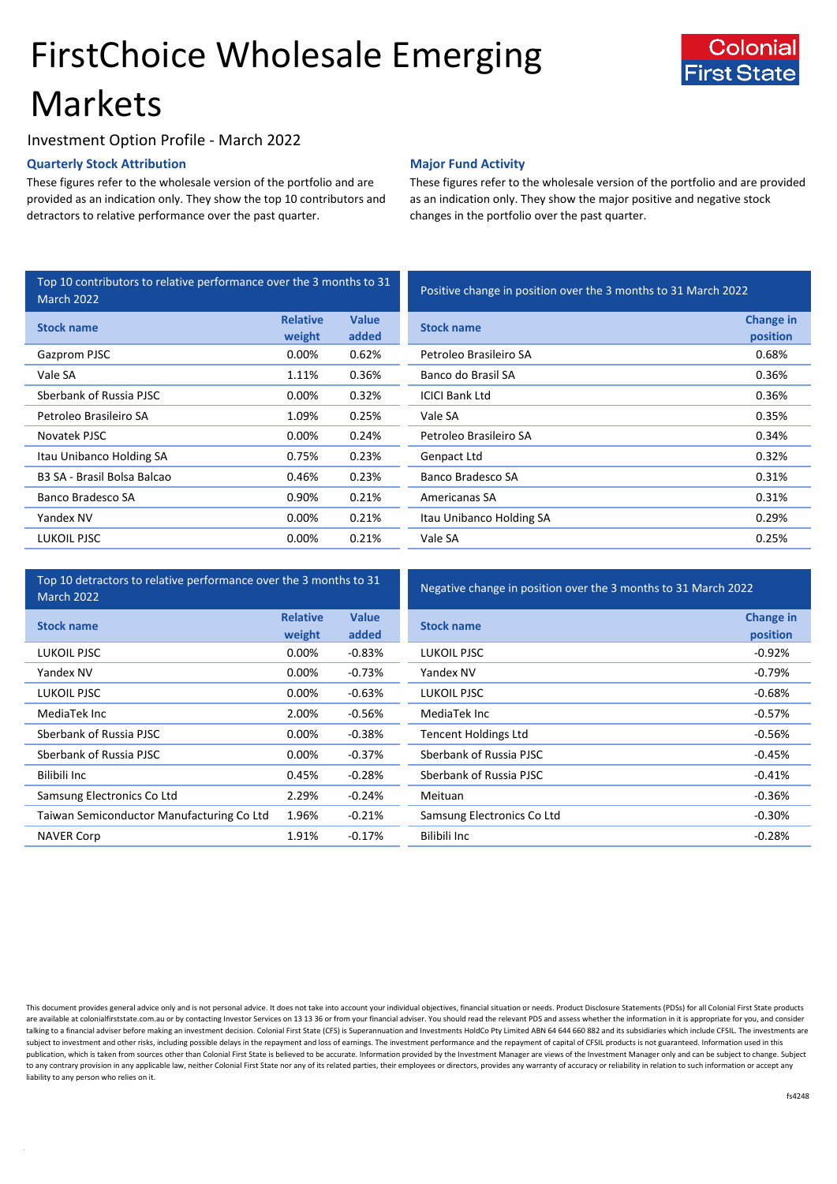# FirstChoice Wholesale Emerging Markets

Investment Option Profile - March 2022

### Quarterly Stock Attribution

These figures refer to the wholesale version of the portfolio and are provided as an indication only. They show the top 10 contributors and detractors to relative performance over the past quarter.

#### Top 10 contributors to relative performance over the 3 months to 31 March 2022

| Stock name | Relative weight | Value added |
|---|---|---|
| Gazprom PJSC | 0.00% | 0.62% |
| Vale SA | 1.11% | 0.36% |
| Sberbank of Russia PJSC | 0.00% | 0.32% |
| Petroleo Brasileiro SA | 1.09% | 0.25% |
| Novatek PJSC | 0.00% | 0.24% |
| Itau Unibanco Holding SA | 0.75% | 0.23% |
| B3 SA - Brasil Bolsa Balcao | 0.46% | 0.23% |
| Banco Bradesco SA | 0.90% | 0.21% |
| Yandex NV | 0.00% | 0.21% |
| LUKOIL PJSC | 0.00% | 0.21% |

#### Top 10 detractors to relative performance over the 3 months to 31 March 2022

| Stock name | Relative weight | Value added |
|---|---|---|
| LUKOIL PJSC | 0.00% | -0.83% |
| Yandex NV | 0.00% | -0.73% |
| LUKOIL PJSC | 0.00% | -0.63% |
| MediaTek Inc | 2.00% | -0.56% |
| Sberbank of Russia PJSC | 0.00% | -0.38% |
| Sberbank of Russia PJSC | 0.00% | -0.37% |
| Bilibili Inc | 0.45% | -0.28% |
| Samsung Electronics Co Ltd | 2.29% | -0.24% |
| Taiwan Semiconductor Manufacturing Co Ltd | 1.96% | -0.21% |
| NAVER Corp | 1.91% | -0.17% |

### Major Fund Activity

These figures refer to the wholesale version of the portfolio and are provided as an indication only. They show the major positive and negative stock changes in the portfolio over the past quarter.

#### Positive change in position over the 3 months to 31 March 2022

| Stock name | Change in position |
|---|---|
| Petroleo Brasileiro SA | 0.68% |
| Banco do Brasil SA | 0.36% |
| ICICI Bank Ltd | 0.36% |
| Vale SA | 0.35% |
| Petroleo Brasileiro SA | 0.34% |
| Genpact Ltd | 0.32% |
| Banco Bradesco SA | 0.31% |
| Americanas SA | 0.31% |
| Itau Unibanco Holding SA | 0.29% |
| Vale SA | 0.25% |

#### Negative change in position over the 3 months to 31 March 2022

| Stock name | Change in position |
|---|---|
| LUKOIL PJSC | -0.92% |
| Yandex NV | -0.79% |
| LUKOIL PJSC | -0.68% |
| MediaTek Inc | -0.57% |
| Tencent Holdings Ltd | -0.56% |
| Sberbank of Russia PJSC | -0.45% |
| Sberbank of Russia PJSC | -0.41% |
| Meituan | -0.36% |
| Samsung Electronics Co Ltd | -0.30% |
| Bilibili Inc | -0.28% |

This document provides general advice only and is not personal advice. It does not take into account your individual objectives, financial situation or needs. Product Disclosure Statements (PDSs) for all Colonial First State products are available at colonialfirststate.com.au or by contacting Investor Services on 13 13 36 or from your financial adviser. You should read the relevant PDS and assess whether the information in it is appropriate for you, and consider talking to a financial adviser before making an investment decision. Colonial First State (CFS) is Superannuation and Investments HoldCo Pty Limited ABN 64 644 660 882 and its subsidiaries which include CFSIL. The investments are subject to investment and other risks, including possible delays in the repayment and loss of earnings. The investment performance and the repayment of capital of CFSIL products is not guaranteed. Information used in this publication, which is taken from sources other than Colonial First State is believed to be accurate. Information provided by the Investment Manager are views of the Investment Manager only and can be subject to change. Subject to any contrary provision in any applicable law, neither Colonial First State nor any of its related parties, their employees or directors, provides any warranty of accuracy or reliability in relation to such information or accept any liability to any person who relies on it.

fs4248